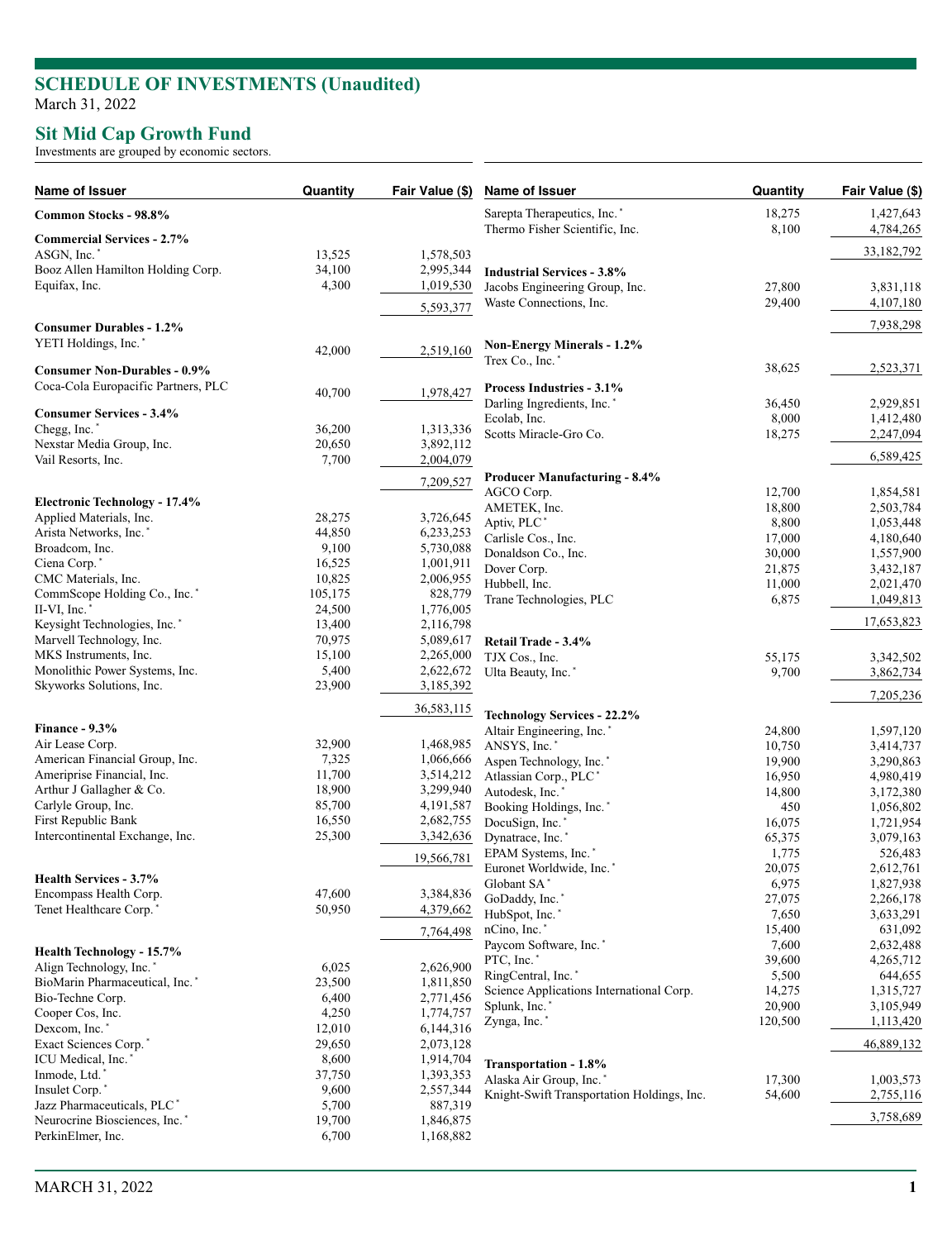# SCHEDULE OF INVESTMENTS (Unaudited)

March 31, 2022

## Sit Mid Cap Growth Fund

Investments are grouped by economic sectors.

| Name of Issuer | Quantity | Fair Value ($) |
|---|---|---|
| **Common Stocks - 98.8%** | | |
| **Commercial Services - 2.7%** | | |
| ASGN, Inc. * | 13,525 | 1,578,503 |
| Booz Allen Hamilton Holding Corp. | 34,100 | 2,995,344 |
| Equifax, Inc. | 4,300 | 1,019,530 |
| | | 5,593,377 |
| **Consumer Durables - 1.2%** | | |
| YETI Holdings, Inc. * | 42,000 | 2,519,160 |
| **Consumer Non-Durables - 0.9%** | | |
| Coca-Cola Europacific Partners, PLC | 40,700 | 1,978,427 |
| **Consumer Services - 3.4%** | | |
| Chegg, Inc. * | 36,200 | 1,313,336 |
| Nexstar Media Group, Inc. | 20,650 | 3,892,112 |
| Vail Resorts, Inc. | 7,700 | 2,004,079 |
| | | 7,209,527 |
| **Electronic Technology - 17.4%** | | |
| Applied Materials, Inc. | 28,275 | 3,726,645 |
| Arista Networks, Inc. * | 44,850 | 6,233,253 |
| Broadcom, Inc. | 9,100 | 5,730,088 |
| Ciena Corp. * | 16,525 | 1,001,911 |
| CMC Materials, Inc. | 10,825 | 2,006,955 |
| CommScope Holding Co., Inc. * | 105,175 | 828,779 |
| II-VI, Inc. * | 24,500 | 1,776,005 |
| Keysight Technologies, Inc. * | 13,400 | 2,116,798 |
| Marvell Technology, Inc. | 70,975 | 5,089,617 |
| MKS Instruments, Inc. | 15,100 | 2,265,000 |
| Monolithic Power Systems, Inc. | 5,400 | 2,622,672 |
| Skyworks Solutions, Inc. | 23,900 | 3,185,392 |
| | | 36,583,115 |
| **Finance - 9.3%** | | |
| Air Lease Corp. | 32,900 | 1,468,985 |
| American Financial Group, Inc. | 7,325 | 1,066,666 |
| Ameriprise Financial, Inc. | 11,700 | 3,514,212 |
| Arthur J Gallagher & Co. | 18,900 | 3,299,940 |
| Carlyle Group, Inc. | 85,700 | 4,191,587 |
| First Republic Bank | 16,550 | 2,682,755 |
| Intercontinental Exchange, Inc. | 25,300 | 3,342,636 |
| | | 19,566,781 |
| **Health Services - 3.7%** | | |
| Encompass Health Corp. | 47,600 | 3,384,836 |
| Tenet Healthcare Corp. * | 50,950 | 4,379,662 |
| | | 7,764,498 |
| **Health Technology - 15.7%** | | |
| Align Technology, Inc. * | 6,025 | 2,626,900 |
| BioMarin Pharmaceutical, Inc. * | 23,500 | 1,811,850 |
| Bio-Techne Corp. | 6,400 | 2,771,456 |
| Cooper Cos, Inc. | 4,250 | 1,774,757 |
| Dexcom, Inc. * | 12,010 | 6,144,316 |
| Exact Sciences Corp. * | 29,650 | 2,073,128 |
| ICU Medical, Inc. * | 8,600 | 1,914,704 |
| Inmode, Ltd. * | 37,750 | 1,393,353 |
| Insulet Corp. * | 9,600 | 2,557,344 |
| Jazz Pharmaceuticals, PLC * | 5,700 | 887,319 |
| Neurocrine Biosciences, Inc. * | 19,700 | 1,846,875 |
| PerkinElmer, Inc. | 6,700 | 1,168,882 |
| Sarepta Therapeutics, Inc. * | 18,275 | 1,427,643 |
| Thermo Fisher Scientific, Inc. | 8,100 | 4,784,265 |
| | | 33,182,792 |
| **Industrial Services - 3.8%** | | |
| Jacobs Engineering Group, Inc. | 27,800 | 3,831,118 |
| Waste Connections, Inc. | 29,400 | 4,107,180 |
| | | 7,938,298 |
| **Non-Energy Minerals - 1.2%** | | |
| Trex Co., Inc. * | 38,625 | 2,523,371 |
| **Process Industries - 3.1%** | | |
| Darling Ingredients, Inc. * | 36,450 | 2,929,851 |
| Ecolab, Inc. | 8,000 | 1,412,480 |
| Scotts Miracle-Gro Co. | 18,275 | 2,247,094 |
| | | 6,589,425 |
| **Producer Manufacturing - 8.4%** | | |
| AGCO Corp. | 12,700 | 1,854,581 |
| AMETEK, Inc. | 18,800 | 2,503,784 |
| Aptiv, PLC * | 8,800 | 1,053,448 |
| Carlisle Cos., Inc. | 17,000 | 4,180,640 |
| Donaldson Co., Inc. | 30,000 | 1,557,900 |
| Dover Corp. | 21,875 | 3,432,187 |
| Hubbell, Inc. | 11,000 | 2,021,470 |
| Trane Technologies, PLC | 6,875 | 1,049,813 |
| | | 17,653,823 |
| **Retail Trade - 3.4%** | | |
| TJX Cos., Inc. | 55,175 | 3,342,502 |
| Ulta Beauty, Inc. * | 9,700 | 3,862,734 |
| | | 7,205,236 |
| **Technology Services - 22.2%** | | |
| Altair Engineering, Inc. * | 24,800 | 1,597,120 |
| ANSYS, Inc. * | 10,750 | 3,414,737 |
| Aspen Technology, Inc. * | 19,900 | 3,290,863 |
| Atlassian Corp., PLC * | 16,950 | 4,980,419 |
| Autodesk, Inc. * | 14,800 | 3,172,380 |
| Booking Holdings, Inc. * | 450 | 1,056,802 |
| DocuSign, Inc. * | 16,075 | 1,721,954 |
| Dynatrace, Inc. * | 65,375 | 3,079,163 |
| EPAM Systems, Inc. * | 1,775 | 526,483 |
| Euronet Worldwide, Inc. * | 20,075 | 2,612,761 |
| Globant SA * | 6,975 | 1,827,938 |
| GoDaddy, Inc. * | 27,075 | 2,266,178 |
| HubSpot, Inc. * | 7,650 | 3,633,291 |
| nCino, Inc. * | 15,400 | 631,092 |
| Paycom Software, Inc. * | 7,600 | 2,632,488 |
| PTC, Inc. * | 39,600 | 4,265,712 |
| RingCentral, Inc. * | 5,500 | 644,655 |
| Science Applications International Corp. | 14,275 | 1,315,727 |
| Splunk, Inc. * | 20,900 | 3,105,949 |
| Zynga, Inc. * | 120,500 | 1,113,420 |
| | | 46,889,132 |
| **Transportation - 1.8%** | | |
| Alaska Air Group, Inc. * | 17,300 | 1,003,573 |
| Knight-Swift Transportation Holdings, Inc. | 54,600 | 2,755,116 |
| | | 3,758,689 |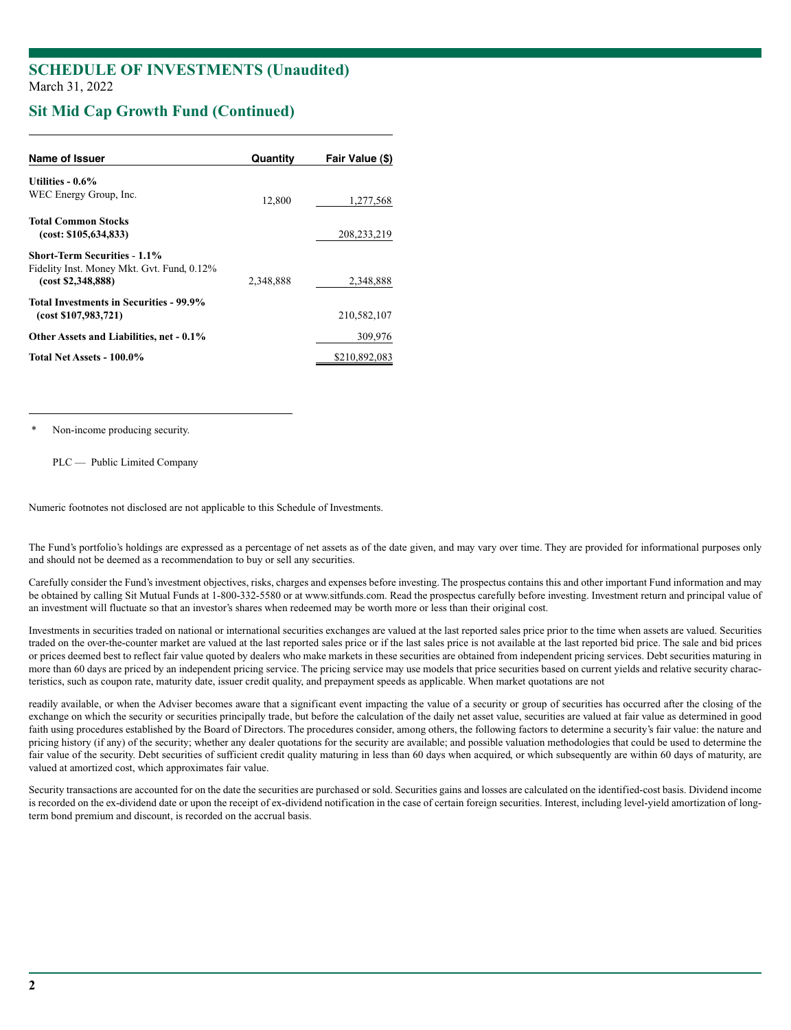## SCHEDULE OF INVESTMENTS (Unaudited)

March 31, 2022

## Sit Mid Cap Growth Fund (Continued)

| Name of Issuer | Quantity | Fair Value ($) |
|---|---|---|
| **Utilities - 0.6%** | | |
| WEC Energy Group, Inc. | 12,800 | 1,277,568 |
| **Total Common Stocks (cost: $105,634,833)** | | 208,233,219 |
| **Short-Term Securities - 1.1%** | | |
| Fidelity Inst. Money Mkt. Gvt. Fund, 0.12% **(cost $2,348,888)** | 2,348,888 | 2,348,888 |
| **Total Investments in Securities - 99.9% (cost $107,983,721)** | | 210,582,107 |
| **Other Assets and Liabilities, net - 0.1%** | | 309,976 |
| **Total Net Assets - 100.0%** | | $210,892,083 |

\* Non-income producing security.

PLC — Public Limited Company

Numeric footnotes not disclosed are not applicable to this Schedule of Investments.

The Fund's portfolio's holdings are expressed as a percentage of net assets as of the date given, and may vary over time. They are provided for informational purposes only and should not be deemed as a recommendation to buy or sell any securities.

Carefully consider the Fund's investment objectives, risks, charges and expenses before investing. The prospectus contains this and other important Fund information and may be obtained by calling Sit Mutual Funds at 1-800-332-5580 or at www.sitfunds.com. Read the prospectus carefully before investing. Investment return and principal value of an investment will fluctuate so that an investor's shares when redeemed may be worth more or less than their original cost.

Investments in securities traded on national or international securities exchanges are valued at the last reported sales price prior to the time when assets are valued. Securities traded on the over-the-counter market are valued at the last reported sales price or if the last sales price is not available at the last reported bid price. The sale and bid prices or prices deemed best to reflect fair value quoted by dealers who make markets in these securities are obtained from independent pricing services. Debt securities maturing in more than 60 days are priced by an independent pricing service. The pricing service may use models that price securities based on current yields and relative security characteristics, such as coupon rate, maturity date, issuer credit quality, and prepayment speeds as applicable. When market quotations are not readily available, or when the Adviser becomes aware that a significant event impacting the value of a security or group of securities has occurred after the closing of the exchange on which the security or securities principally trade, but before the calculation of the daily net asset value, securities are valued at fair value as determined in good faith using procedures established by the Board of Directors. The procedures consider, among others, the following factors to determine a security's fair value: the nature and pricing history (if any) of the security; whether any dealer quotations for the security are available; and possible valuation methodologies that could be used to determine the fair value of the security. Debt securities of sufficient credit quality maturing in less than 60 days when acquired, or which subsequently are within 60 days of maturity, are valued at amortized cost, which approximates fair value.

Security transactions are accounted for on the date the securities are purchased or sold. Securities gains and losses are calculated on the identified-cost basis. Dividend income is recorded on the ex-dividend date or upon the receipt of ex-dividend notification in the case of certain foreign securities. Interest, including level-yield amortization of long-term bond premium and discount, is recorded on the accrual basis.